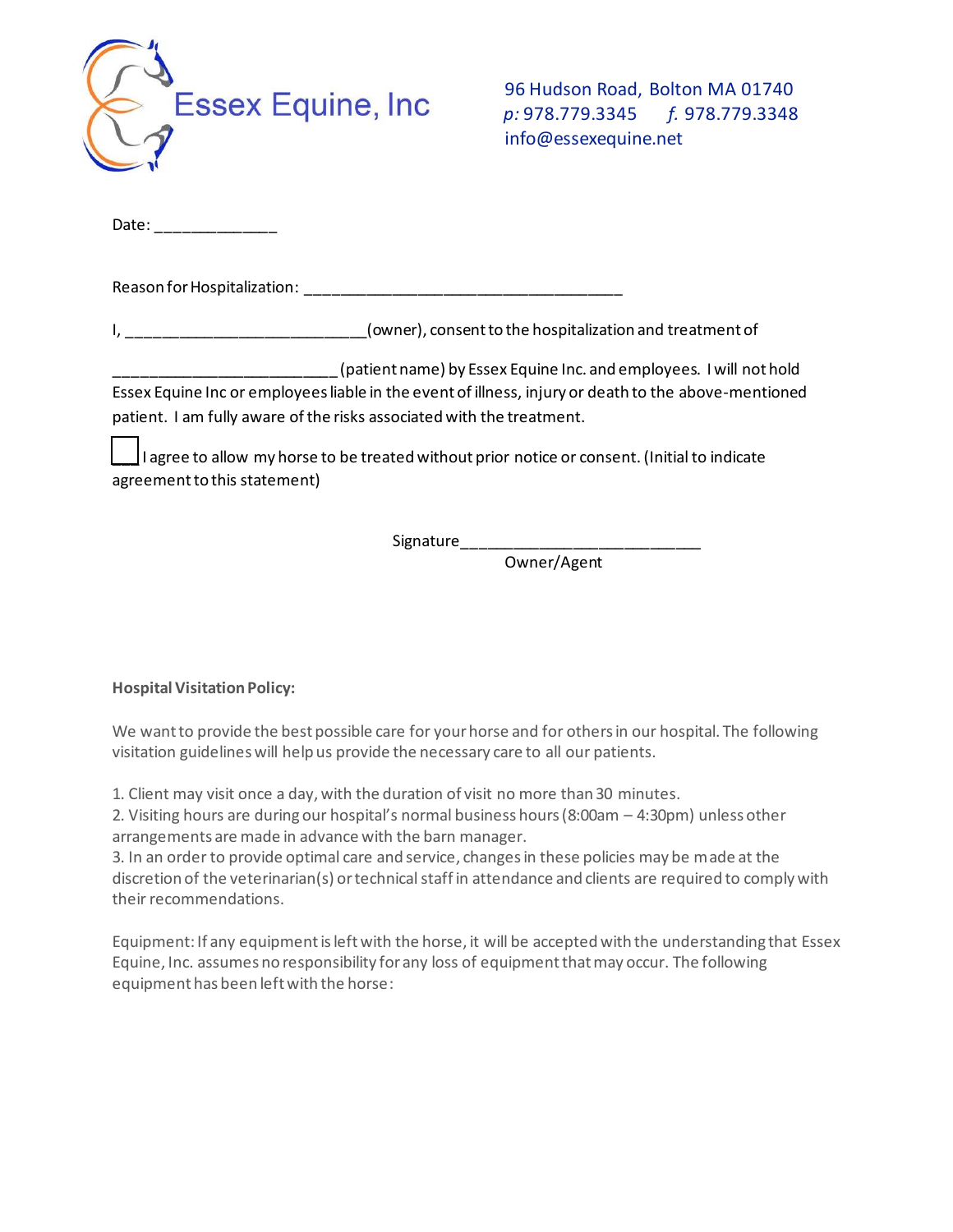# Essex Equine, Inc

96 Hudson Road, Bolton MA 01740
*p:* 978.779.3345 *f.* 978.779.3348
info@essexequine.net

Date: ______________

Reason for Hospitalization: ____________________________________

I, ___________________________(owner), consent to the hospitalization and treatment of

_________________________ (patient name) by Essex Equine Inc. and employees. I will not hold Essex Equine Inc or employees liable in the event of illness, injury or death to the above-mentioned patient. I am fully aware of the risks associated with the treatment.

___ I agree to allow my horse to be treated without prior notice or consent. (Initial to indicate agreement to this statement)

Signature___________________________
Owner/Agent

**Hospital Visitation Policy:**

We want to provide the best possible care for your horse and for others in our hospital. The following visitation guidelines will help us provide the necessary care to all our patients.

1. Client may visit once a day, with the duration of visit no more than 30 minutes.
2. Visiting hours are during our hospital's normal business hours (8:00am – 4:30pm) unless other arrangements are made in advance with the barn manager.
3. In an order to provide optimal care and service, changes in these policies may be made at the discretion of the veterinarian(s) or technical staff in attendance and clients are required to comply with their recommendations.

Equipment: If any equipment is left with the horse, it will be accepted with the understanding that Essex Equine, Inc. assumes no responsibility for any loss of equipment that may occur. The following equipment has been left with the horse: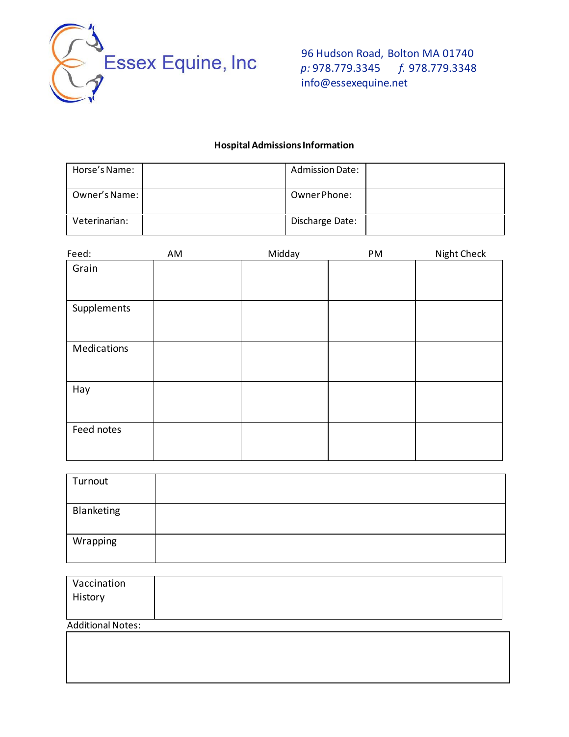Essex Equine, Inc

96 Hudson Road, Bolton MA 01740
*p:* 978.779.3345 *f.* 978.779.3348
info@essexequine.net

**Hospital Admissions Information**

| | | | |
|---|---|---|---|
| Horse's Name: | | Admission Date: | |
| Owner's Name: | | Owner Phone: | |
| Veterinarian: | | Discharge Date: | |

| Feed: | AM | Midday | PM | Night Check |
|---|---|---|---|---|
| Grain | | | | |
| Supplements | | | | |
| Medications | | | | |
| Hay | | | | |
| Feed notes | | | | |

| | |
|---|---|
| Turnout | |
| Blanketing | |
| Wrapping | |

| | |
|---|---|
| Vaccination History | |

Additional Notes:

| |
|---|
| |